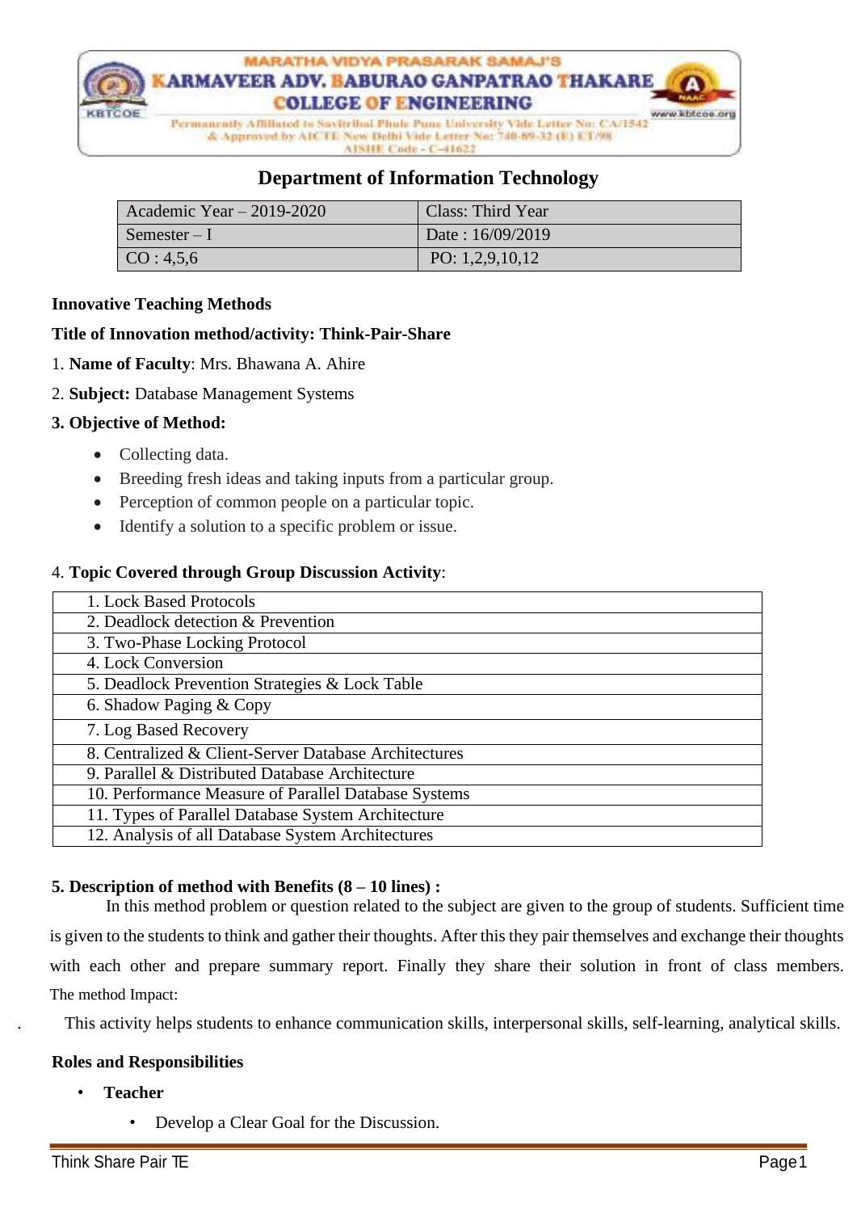MARATHA VIDYA PRASARAK SAMAJ'S
KARMAVEER ADV. BABURAO GANPATRAO THAKARE COLLEGE OF ENGINEERING
Permanently Affiliated to Savitribai Phule Pune University Vide Letter No: CA/1542 & Approved by AICTE New Delhi Vide Letter No: 740-89-32 (E) ET/98
AISHE Code - C-41622

## Department of Information Technology

| Academic Year – 2019-2020 | Class: Third Year |
|---|---|
| Semester – I | Date : 16/09/2019 |
| CO : 4,5,6 | PO: 1,2,9,10,12 |

**Innovative Teaching Methods**

**Title of Innovation method/activity: Think-Pair-Share**

1. **Name of Faculty**: Mrs. Bhawana A. Ahire

2. **Subject:** Database Management Systems

**3. Objective of Method:**

- Collecting data.
- Breeding fresh ideas and taking inputs from a particular group.
- Perception of common people on a particular topic.
- Identify a solution to a specific problem or issue.

4. **Topic Covered through Group Discussion Activity**:

| Topic |
|---|
| 1. Lock Based Protocols |
| 2. Deadlock detection & Prevention |
| 3. Two-Phase Locking Protocol |
| 4. Lock Conversion |
| 5. Deadlock Prevention Strategies & Lock Table |
| 6. Shadow Paging & Copy |
| 7. Log Based Recovery |
| 8. Centralized & Client-Server Database Architectures |
| 9. Parallel & Distributed Database Architecture |
| 10. Performance Measure of Parallel Database Systems |
| 11. Types of Parallel Database System Architecture |
| 12. Analysis of all Database System Architectures |

**5. Description of method with Benefits (8 – 10 lines) :**

In this method problem or question related to the subject are given to the group of students. Sufficient time is given to the students to think and gather their thoughts. After this they pair themselves and exchange their thoughts with each other and prepare summary report. Finally they share their solution in front of class members.

The method Impact:

This activity helps students to enhance communication skills, interpersonal skills, self-learning, analytical skills.

**Roles and Responsibilities**

- **Teacher**
  - Develop a Clear Goal for the Discussion.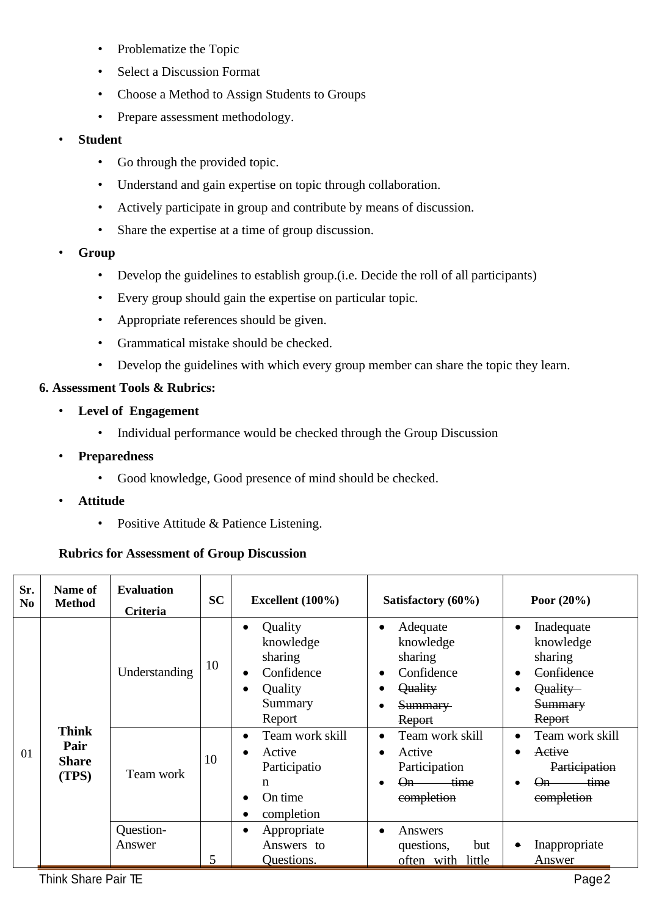- Problematize the Topic
- Select a Discussion Format
- Choose a Method to Assign Students to Groups
- Prepare assessment methodology.

- **Student**
  - Go through the provided topic.
  - Understand and gain expertise on topic through collaboration.
  - Actively participate in group and contribute by means of discussion.
  - Share the expertise at a time of group discussion.
- **Group**
  - Develop the guidelines to establish group.(i.e. Decide the roll of all participants)
  - Every group should gain the expertise on particular topic.
  - Appropriate references should be given.
  - Grammatical mistake should be checked.
  - Develop the guidelines with which every group member can share the topic they learn.

**6. Assessment Tools & Rubrics:**

- **Level of Engagement**
  - Individual performance would be checked through the Group Discussion
- **Preparedness**
  - Good knowledge, Good presence of mind should be checked.
- **Attitude**
  - Positive Attitude & Patience Listening.

**Rubrics for Assessment of Group Discussion**

| Sr. No | Name of Method | Evaluation Criteria | SC | Excellent (100%) | Satisfactory (60%) | Poor (20%) |
|---|---|---|---|---|---|---|
| 01 | **Think Pair Share (TPS)** | Understanding | 10 | • Quality knowledge sharing<br>• Confidence<br>• Quality Summary Report | • Adequate knowledge sharing<br>• Confidence<br>• ~~Quality~~<br>• ~~Summary Report~~ | • Inadequate knowledge sharing<br>• ~~Confidence~~<br>• ~~Quality Summary Report~~ |
| | | Team work | 10 | • Team work skill<br>• Active Participation<br>• On time<br>• completion | • Team work skill<br>• Active Participation<br>• ~~On time completion~~ | • Team work skill<br>• ~~Active Participation~~<br>• ~~On time completion~~ |
| | | Question-Answer | 5 | • Appropriate Answers to Questions. | • Answers questions, but often with little | • Inappropriate Answer |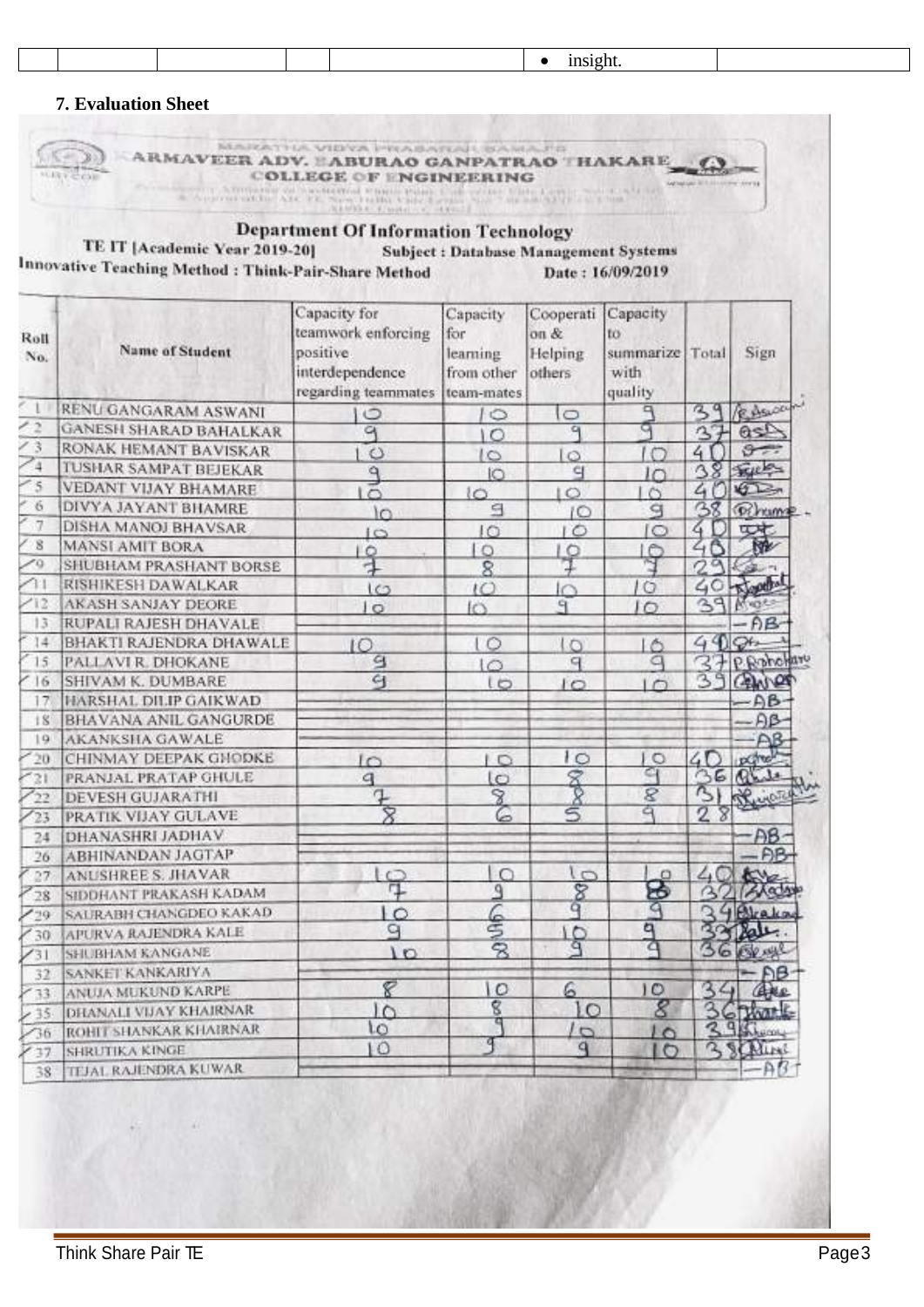| | | | | | • insight. | |
|---|---|---|---|---|---|---|

**7. Evaluation Sheet**

MARATHA VIDYA PRASARAK SAMAJ'S
ARMAVEER ADV. BABURAO GANPATRAO THAKARE
COLLEGE OF ENGINEERING

**Department Of Information Technology**

**TE IT [Academic Year 2019-20]** **Subject : Database Management Systems**

**Innovative Teaching Method : Think-Pair-Share Method** **Date : 16/09/2019**

| Roll No. | Name of Student | Capacity for teamwork enforcing positive interdependence regarding teammates | Capacity for learning from other team-mates | Cooperation & Helping others | Capacity to summarize with quality | Total | Sign |
|---|---|---|---|---|---|---|---|
| 1 | RENU GANGARAM ASWANI | 10 | 10 | 10 | 9 | 39 | R.Aswani |
| 2 | GANESH SHARAD BAHALKAR | 9 | 10 | 9 | 9 | 37 | GSB |
| 3 | RONAK HEMANT BAVISKAR | 10 | 10 | 10 | 10 | 40 | |
| 4 | TUSHAR SAMPAT BEJEKAR | 9 | 10 | 9 | 10 | 38 | |
| 5 | VEDANT VIJAY BHAMARE | 10 | 10 | 10 | 10 | 40 | |
| 6 | DIVYA JAYANT BHAMRE | 10 | 9 | 10 | 9 | 38 | D.Bhamre |
| 7 | DISHA MANOJ BHAVSAR | 10 | 10 | 10 | 10 | 40 | |
| 8 | MANSI AMIT BORA | 10 | 10 | 10 | 10 | 40 | |
| 9 | SHUBHAM PRASHANT BORSE | 7 | 8 | 7 | 7 | 29 | |
| 11 | RISHIKESH DAWALKAR | 10 | 10 | 10 | 10 | 40 | |
| 12 | AKASH SANJAY DEORE | 10 | 10 | 9 | 10 | 39 | |
| 13 | RUPALI RAJESH DHAVALE | | | | | | -AB- |
| 14 | BHAKTI RAJENDRA DHAWALE | 10 | 10 | 10 | 10 | 40 | |
| 15 | PALLAVI R. DHOKANE | 9 | 10 | 9 | 9 | 37 | P.Dhokane |
| 16 | SHIVAM K. DUMBARE | 9 | 10 | 10 | 10 | 39 | |
| 17 | HARSHAL DILIP GAIKWAD | | | | | | -AB- |
| 18 | BHAVANA ANIL GANGURDE | | | | | | -AB- |
| 19 | AKANKSHA GAWALE | | | | | | -AB- |
| 20 | CHINMAY DEEPAK GHODKE | 10 | 10 | 10 | 10 | 40 | |
| 21 | PRANJAL PRATAP GHULE | 9 | 10 | 8 | 9 | 36 | Ghule |
| 22 | DEVESH GUJARATHI | 7 | 8 | 8 | 8 | 31 | |
| 23 | PRATIK VIJAY GULAVE | 8 | 6 | 5 | 9 | 28 | |
| 24 | DHANASHRI JADHAV | | | | | | -AB- |
| 26 | ABHINANDAN JAGTAP | | | | | | -AB- |
| 27 | ANUSHREE S. JHAVAR | 10 | 10 | 10 | 10 | 40 | |
| 28 | SIDDHANT PRAKASH KADAM | 7 | 9 | 8 | 8 | 32 | |
| 29 | SAURABH CHANGDEO KAKAD | 10 | 6 | 9 | 9 | 34 | |
| 30 | APURVA RAJENDRA KALE | 9 | 5 | 10 | 9 | 33 | Kale |
| 31 | SHUBHAM KANGANE | 10 | 8 | 9 | 9 | 36 | |
| 32 | SANKET KANKARIYA | | | | | | -AB- |
| 33 | ANUJA MUKUND KARPE | 8 | 10 | 6 | 10 | 34 | |
| 35 | DHANALI VIJAY KHAIRNAR | 10 | 8 | 10 | 8 | 36 | |
| 36 | ROHIT SHANKAR KHAIRNAR | 10 | 9 | 10 | 10 | 39 | |
| 37 | SHRUTIKA KINGE | 10 | 9 | 9 | 10 | 38 | |
| 38 | TEJAL RAJENDRA KUWAR | | | | | | -AB- |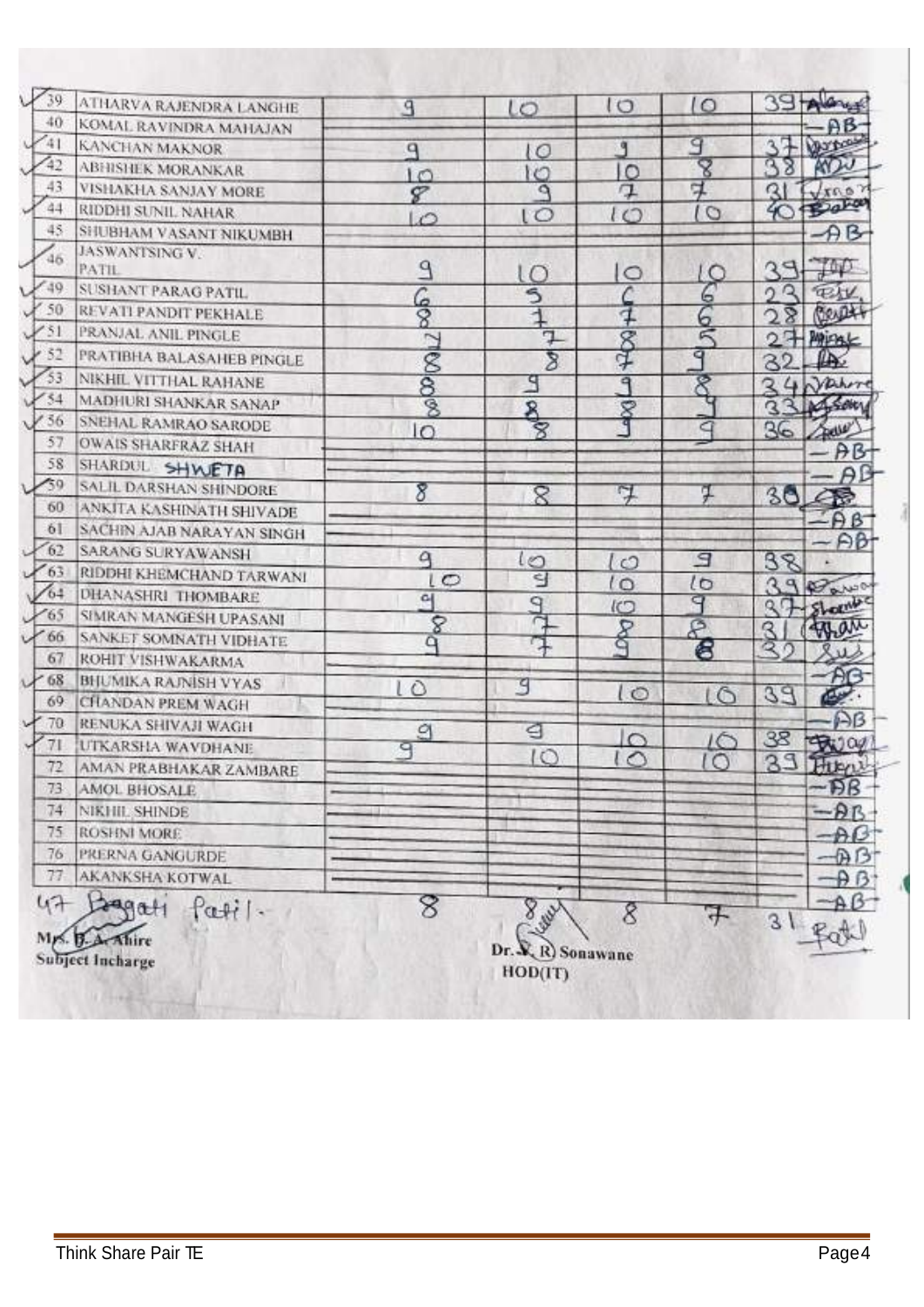| Roll No. | Name | | | | | Total | Sign |
|---|---|---|---|---|---|---|---|
| 39 | ATHARVA RAJENDRA LANGHE | 9 | 10 | 10 | 10 | 39 | |
| 40 | KOMAL RAVINDRA MAHAJAN | | | | | | AB |
| 41 | KANCHAN MAKNOR | 9 | 10 | 9 | 9 | 37 | |
| 42 | ABHISHEK MORANKAR | 10 | 10 | 10 | 8 | 38 | |
| 43 | VISHAKHA SANJAY MORE | 8 | 9 | 7 | 7 | 31 | |
| 44 | RIDDHI SUNIL NAHAR | 10 | 10 | 10 | 10 | 40 | |
| 45 | SHUBHAM VASANT NIKUMBH | | | | | | AB |
| 46 | JASWANTSING V. PATIL | 9 | 10 | 10 | 10 | 39 | |
| 49 | SUSHANT PARAG PATIL | 6 | 5 | 6 | 6 | 23 | |
| 50 | REVATI PANDIT PEKHALE | 8 | 7 | 7 | 6 | 28 | |
| 51 | PRANJAL ANIL PINGLE | 7 | 7 | 8 | 5 | 27 | |
| 52 | PRATIBHA BALASAHEB PINGLE | 8 | 8 | 7 | 9 | 32 | |
| 53 | NIKHIL VITTHAL RAHANE | 8 | 9 | 9 | 8 | 34 | |
| 54 | MADHURI SHANKAR SANAP | 8 | 8 | 8 | 9 | 33 | |
| 56 | SNEHAL RAMRAO SARODE | 10 | 8 | 9 | 9 | 36 | |
| 57 | OWAIS SHARFRAZ SHAH | | | | | | AB |
| 58 | SHARDUL SHWETA | | | | | | AB |
| 59 | SALIL DARSHAN SHINDORE | 8 | 8 | 7 | 7 | 30 | |
| 60 | ANKITA KASHINATH SHIVADE | | | | | | AB |
| 61 | SACHIN AJAB NARAYAN SINGH | | | | | | AB |
| 62 | SARANG SURYAWANSH | 9 | 10 | 10 | 9 | 38 | |
| 63 | RIDDHI KHEMCHAND TARWANI | 10 | 9 | 10 | 10 | 39 | |
| 64 | DHANASHRI THOMBARE | 9 | 9 | 10 | 9 | 37 | |
| 65 | SIMRAN MANGESH UPASANI | 8 | 7 | 8 | 8 | 31 | |
| 66 | SANKET SOMNATH VIDHATE | 9 | 7 | 8 | 8 | 32 | |
| 67 | ROHIT VISHWAKARMA | | | | | | AB |
| 68 | BHUMIKA RAJNISH VYAS | 10 | 9 | 10 | 10 | 39 | |
| 69 | CHANDAN PREM WAGH | | | | | | AB |
| 70 | RENUKA SHIVAJI WAGH | 9 | 9 | 10 | 10 | 38 | |
| 71 | UTKARSHA WAVDHANE | 9 | 10 | 10 | 10 | 39 | |
| 72 | AMAN PRABHAKAR ZAMBARE | | | | | | AB |
| 73 | AMOL BHOSALE | | | | | | AB |
| 74 | NIKHIL SHINDE | | | | | | AB |
| 75 | ROSHNI MORE | | | | | | AB |
| 76 | PRERNA GANGURDE | | | | | | AB |
| 77 | AKANKSHA KOTWAL | | | | | | AB |
| 47 | Pragati Patil | 8 | 8 | 8 | 7 | 31 | |

Mrs. B. A. Ahire
Subject Incharge

Dr. S. R. Sonawane
HOD(IT)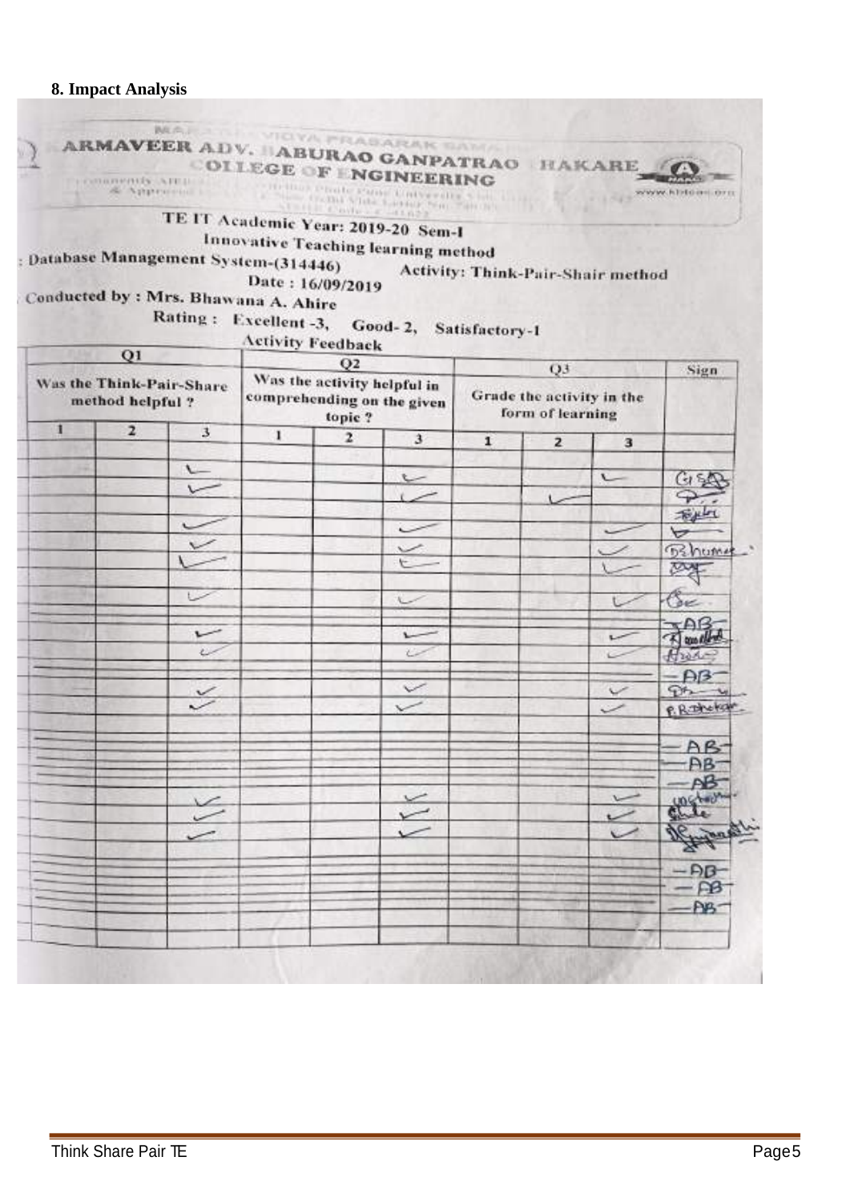## 8. Impact Analysis

ARMAVEER ADV. BABURAO GANPATRAO THAKARE COLLEGE OF ENGINEERING

TE IT Academic Year: 2019-20 Sem-I

Innovative Teaching learning method

: Database Management System-(314446)

Activity: Think-Pair-Shair method

Date : 16/09/2019

Conducted by : Mrs. Bhawana A. Ahire

Rating : Excellent -3, Good- 2, Satisfactory-1

Activity Feedback

| Q1 Was the Think-Pair-Share method helpful ? | | | Q2 Was the activity helpful in comprehending on the given topic ? | | | Q3 Grade the activity in the form of learning | | | Sign |
|---|---|---|---|---|---|---|---|---|---|
| 1 | 2 | 3 | 1 | 2 | 3 | 1 | 2 | 3 | |
| | | ✓ | | | ✓ | | | ✓ | |
| | | ✓ | | | ✓ | | ✓ | | |
| | | | | | | | | | |
| | | ✓ | | | ✓ | | | ✓ | |
| | | ✓ | | | ✓ | | | ✓ | Bhumee |
| | | ✓ | | | ✓ | | | ✓ | |
| | | ✓ | | | ✓ | | | ✓ | |
| | | | | | | | | | AB |
| | | ✓ | | | ✓ | | | ✓ | |
| | | ✓ | | | ✓ | | | ✓ | |
| | | | | | | | | | AB |
| | | ✓ | | | ✓ | | | ✓ | |
| | | ✓ | | | ✓ | | | ✓ | P.Rathekar |
| | | | | | | | | | |
| | | | | | | | | | AB |
| | | | | | | | | | AB |
| | | | | | | | | | AB |
| | | ✓ | | | ✓ | | | ✓ | |
| | | ✓ | | | ✓ | | | ✓ | |
| | | ✓ | | | ✓ | | | ✓ | |
| | | | | | | | | | |
| | | | | | | | | | AB |
| | | | | | | | | | AB |
| | | | | | | | | | AB |
| | | | | | | | | | |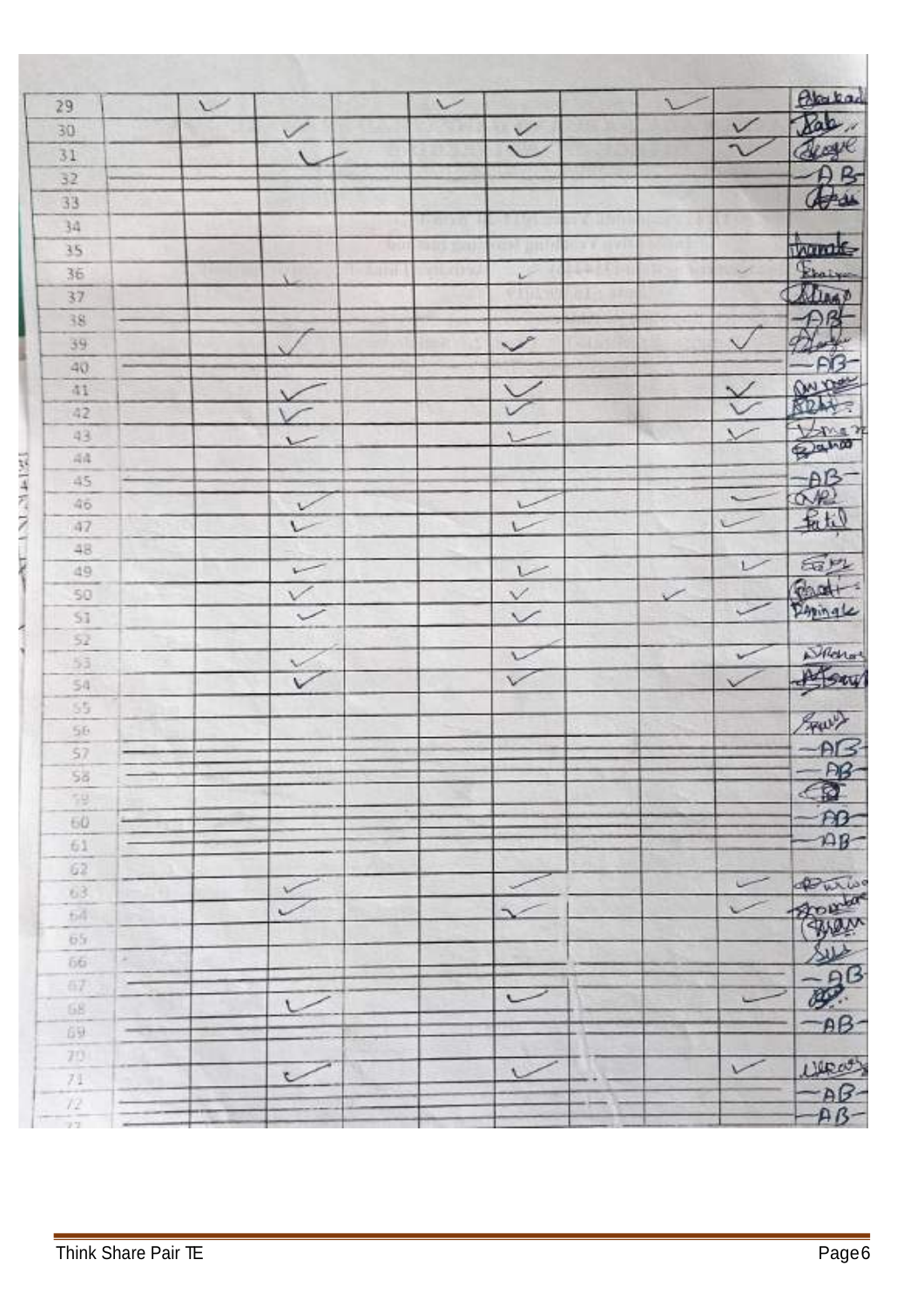| | | | | | | | | | | |
|---|---|---|---|---|---|---|---|---|---|---|
| 29 | | ✓ | | | ✓ | | | ✓ | | Elakad |
| 30 | | | ✓ | | | ✓ | | | ✓ | Rab |
| 31 | | | ✓ | | | ✓ | | | ✓ | Sagye |
| 32 | | | | | | | | | | AB |
| 33 | | | | | | | | | | Ajdu |
| 34 | | | | | | | | | | |
| 35 | | | | | | | | | | hamk |
| 36 | | | ✓ | | | ✓ | | | | Eraiya |
| 37 | | | | | | | | | | Aling |
| 38 | | | | | | | | | | AB |
| 39 | | | ✓ | | | ✓ | | | ✓ | Alarge |
| 40 | | | | | | | | | | AB |
| 41 | | | ✓ | | | ✓ | | | ✓ | Anwar |
| 42 | | | ✓ | | | ✓ | | | ✓ | Rohit |
| 43 | | | ✓ | | | ✓ | | | ✓ | Vmar |
| 44 | | | | | | | | | | Dahoo |
| 45 | | | | | | | | | | AB |
| 46 | | | ✓ | | | ✓ | | | ✓ | AR |
| 47 | | | ✓ | | | ✓ | | | ✓ | Patil |
| 48 | | | | | | | | | | |
| 49 | | | ✓ | | | ✓ | | | ✓ | Sam |
| 50 | | | ✓ | | | ✓ | | ✓ | | Bhakti |
| 51 | | | ✓ | | | ✓ | | | ✓ | Dhingale |
| 52 | | | | | | | | | | |
| 53 | | | ✓ | | | ✓ | | | ✓ | Nikhar |
| 54 | | | ✓ | | | ✓ | | | ✓ | Afsar |
| 55 | | | | | | | | | | |
| 56 | | | | | | | | | | Srau |
| 57 | | | | | | | | | | AB |
| 58 | | | | | | | | | | AB |
| 59 | | | | | | | | | | |
| 60 | | | | | | | | | | AB |
| 61 | | | | | | | | | | AB |
| 62 | | | | | | | | | | |
| 63 | | | ✓ | | | ✓ | | | ✓ | |
| 64 | | | ✓ | | | ✓ | | | ✓ | Shombhe |
| 65 | | | | | | | | | | |
| 66 | | | | | | | | | | Suk |
| 67 | | | | | | | | | | AB |
| 68 | | | ✓ | | | ✓ | | | ✓ | |
| 69 | | | | | | | | | | AB |
| 70 | | | | | | | | | | |
| 71 | | | ✓ | | | ✓ | | | ✓ | Ulray |
| 72 | | | | | | | | | | AB |
| 73 | | | | | | | | | | AB |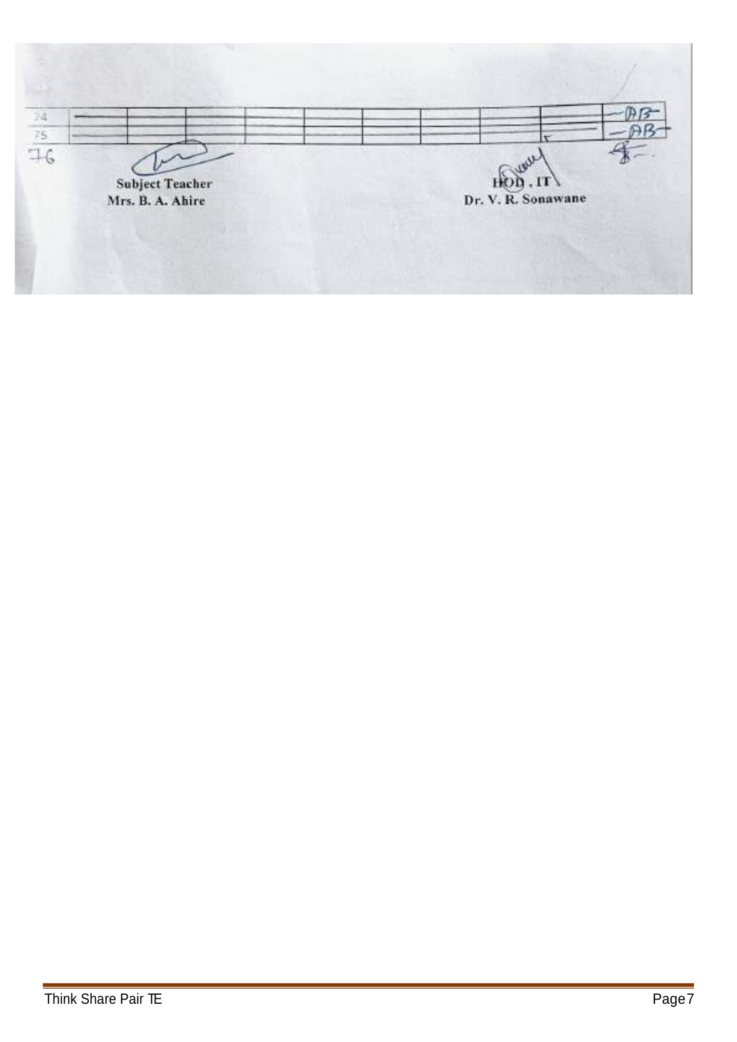| 74 | | | | | | | | | | AB |
|---|---|---|---|---|---|---|---|---|---|---|
| 75 | | | | | | | | | | AB |
| 76 | | | | | | | | | | |

Subject Teacher
Mrs. B. A. Ahire

HOD , IT
Dr. V. R. Sonawane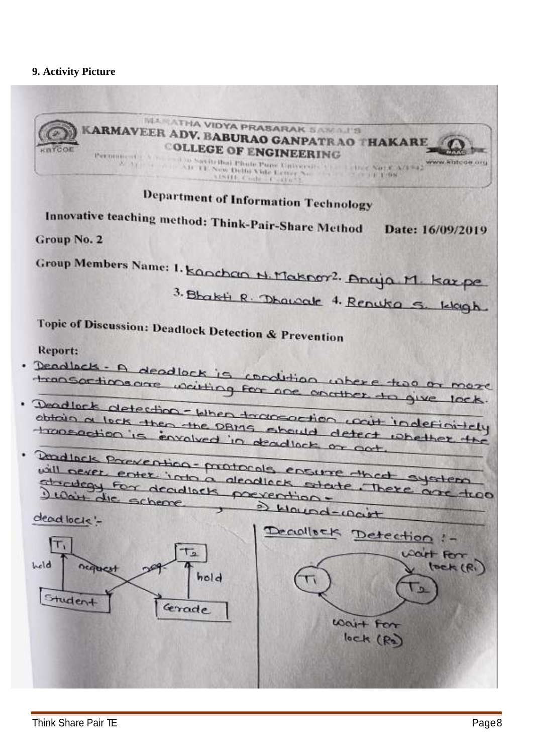## 9. Activity Picture

MARATHA VIDYA PRASARAK SAMAJ'S
**KARMAVEER ADV. BABURAO GANPATRAO THAKARE COLLEGE OF ENGINEERING**

www.kbtcoe.org

**Department of Information Technology**

**Innovative teaching method: Think-Pair-Share Method** **Date: 16/09/2019**

**Group No. 2**

**Group Members Name:** 1. Kanchan N. Maknor 2. Anuja M. Karpe 3. Bhakti R. Dhawale 4. Renuka S. Wagh

**Topic of Discussion: Deadlock Detection & Prevention**

**Report:**

- Deadlock - A deadlock is condition where two or more transactions are waiting for one another to give lock.
- Deadlock detection - When transaction wait indefinitely obtain a lock then the DBMS should detect whether the transaction is involved in deadlock or not.
- Deadlock Prevention - protocols ensure that system will never enter into a deadlock state. There are two strategy for deadlock prevention -
1) Wait die scheme , 2) Wound-wait

dead lock :-

T1, T2, hold, request, req., hold, Student, Grade

Deadlock Detection :-

T1, T2, wait for lock (R1), wait for lock (R2)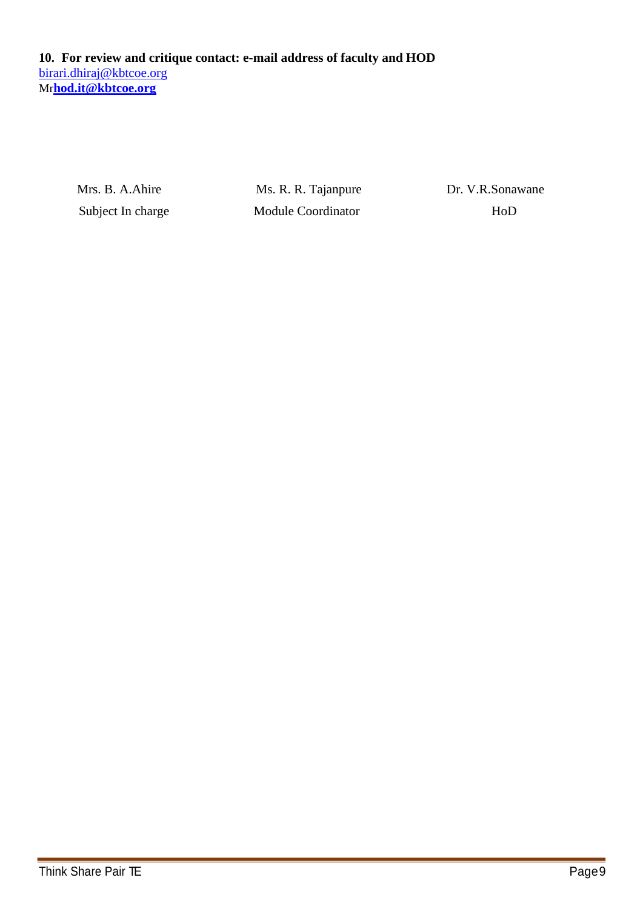**10. For review and critique contact: e-mail address of faculty and HOD**

birari.dhiraj@kbtcoe.org

Mr**hod.it@kbtcoe.org**

| | | |
|---|---|---|
| Mrs. B. A.Ahire | Ms. R. R. Tajanpure | Dr. V.R.Sonawane |
| Subject In charge | Module Coordinator | HoD |